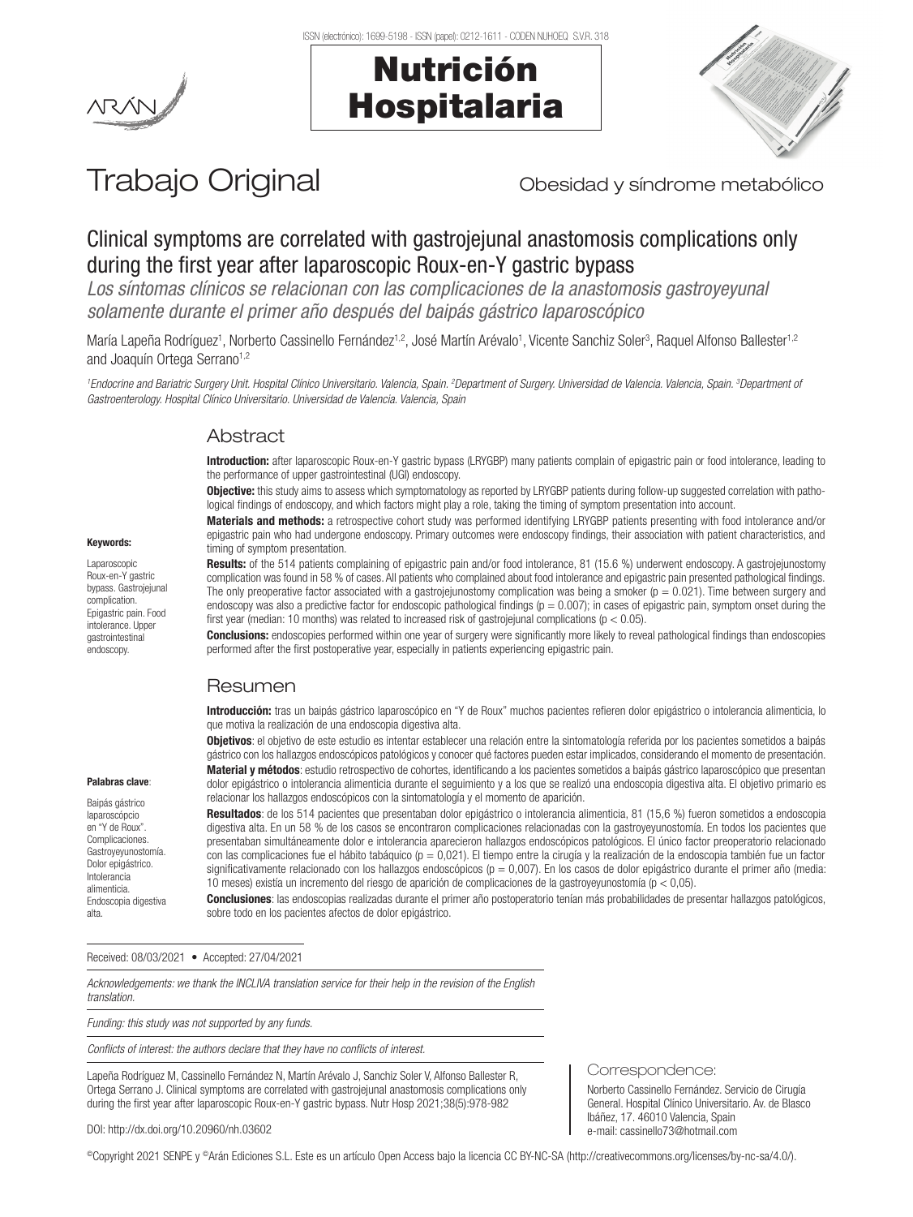# Trabajo Original

Obesidad y síndrome metabólico

## Clinical symptoms are correlated with gastrojejunal anastomosis complications only during the first year after laparoscopic Roux-en-Y gastric bypass

*Los síntomas clínicos se relacionan con las complicaciones de la anastomosis gastroyeyunal solamente durante el primer año después del baipás gástrico laparoscópico*

María Lapeña Rodríguez[1], Norberto Cassinello Fernández[1,2], José Martín Arévalo[1], Vicente Sanchiz Soler[3], Raquel Alfonso Ballester[1,2] and Joaquín Ortega Serrano[1,2]

*[1]Endocrine and Bariatric Surgery Unit. Hospital Clínico Universitario. Valencia, Spain. [2]Department of Surgery. Universidad de Valencia. Valencia, Spain. [3]Department of Gastroenterology. Hospital Clínico Universitario. Universidad de Valencia. Valencia, Spain*

### Abstract

**Introduction:** after laparoscopic Roux-en-Y gastric bypass (LRYGBP) many patients complain of epigastric pain or food intolerance, leading to the performance of upper gastrointestinal (UGI) endoscopy.

**Objective:** this study aims to assess which symptomatology as reported by LRYGBP patients during follow-up suggested correlation with pathological findings of endoscopy, and which factors might play a role, taking the timing of symptom presentation into account.

**Materials and methods:** a retrospective cohort study was performed identifying LRYGBP patients presenting with food intolerance and/or epigastric pain who had undergone endoscopy. Primary outcomes were endoscopy findings, their association with patient characteristics, and timing of symptom presentation.

**Results:** of the 514 patients complaining of epigastric pain and/or food intolerance, 81 (15.6 %) underwent endoscopy. A gastrojejunostomy complication was found in 58 % of cases. All patients who complained about food intolerance and epigastric pain presented pathological findings. The only preoperative factor associated with a gastrojejunostomy complication was being a smoker ($p = 0.021$). Time between surgery and endoscopy was also a predictive factor for endoscopic pathological findings ($p = 0.007$); in cases of epigastric pain, symptom onset during the first year (median: 10 months) was related to increased risk of gastrojejunal complications ($p < 0.05$).

**Conclusions:** endoscopies performed within one year of surgery were significantly more likely to reveal pathological findings than endoscopies performed after the first postoperative year, especially in patients experiencing epigastric pain.

**Keywords:**

Laparoscopic Roux-en-Y gastric bypass. Gastrojejunal complication. Epigastric pain. Food intolerance. Upper gastrointestinal endoscopy.

### Resumen

**Introducción:** tras un baipás gástrico laparoscópico en "Y de Roux" muchos pacientes refieren dolor epigástrico o intolerancia alimenticia, lo que motiva la realización de una endoscopia digestiva alta.

**Objetivos**: el objetivo de este estudio es intentar establecer una relación entre la sintomatología referida por los pacientes sometidos a baipás gástrico con los hallazgos endoscópicos patológicos y conocer qué factores pueden estar implicados, considerando el momento de presentación.

**Material y métodos**: estudio retrospectivo de cohortes, identificando a los pacientes sometidos a baipás gástrico laparoscópico que presentan dolor epigástrico o intolerancia alimenticia durante el seguimiento y a los que se realizó una endoscopia digestiva alta. El objetivo primario es relacionar los hallazgos endoscópicos con la sintomatología y el momento de aparición.

**Resultados**: de los 514 pacientes que presentaban dolor epigástrico o intolerancia alimenticia, 81 (15,6 %) fueron sometidos a endoscopia digestiva alta. En un 58 % de los casos se encontraron complicaciones relacionadas con la gastroyeyunostomía. En todos los pacientes que presentaban simultáneamente dolor e intolerancia aparecieron hallazgos endoscópicos patológicos. El único factor preoperatorio relacionado con las complicaciones fue el hábito tabáquico ($p = 0,021$). El tiempo entre la cirugía y la realización de la endoscopia también fue un factor significativamente relacionado con los hallazgos endoscópicos ($p = 0,007$). En los casos de dolor epigástrico durante el primer año (media: 10 meses) existía un incremento del riesgo de aparición de complicaciones de la gastroyeyunostomía ($p < 0,05$).

**Conclusiones**: las endoscopias realizadas durante el primer año postoperatorio tenían más probabilidades de presentar hallazgos patológicos, sobre todo en los pacientes afectos de dolor epigástrico.

**Palabras clave**:

Baipás gástrico laparoscópcio en "Y de Roux". Complicaciones. Gastroyeyunostomía. Dolor epigástrico. Intolerancia alimenticia. Endoscopia digestiva alta.

Received: 08/03/2021 • Accepted: 27/04/2021

*Acknowledgements: we thank the INCLIVA translation service for their help in the revision of the English translation.*

*Funding: this study was not supported by any funds.*

*Conflicts of interest: the authors declare that they have no conflicts of interest.*

Lapeña Rodríguez M, Cassinello Fernández N, Martín Arévalo J, Sanchiz Soler V, Alfonso Ballester R, Ortega Serrano J. Clinical symptoms are correlated with gastrojejunal anastomosis complications only during the first year after laparoscopic Roux-en-Y gastric bypass. Nutr Hosp 2021;38(5):978-982

DOI: http://dx.doi.org/10.20960/nh.03602

Correspondence:

Norberto Cassinello Fernández. Servicio de Cirugía General. Hospital Clínico Universitario. Av. de Blasco Ibáñez, 17. 46010 Valencia, Spain
e-mail: cassinello73@hotmail.com

©Copyright 2021 SENPE y ©Arán Ediciones S.L. Este es un artículo Open Access bajo la licencia CC BY-NC-SA (http://creativecommons.org/licenses/by-nc-sa/4.0/).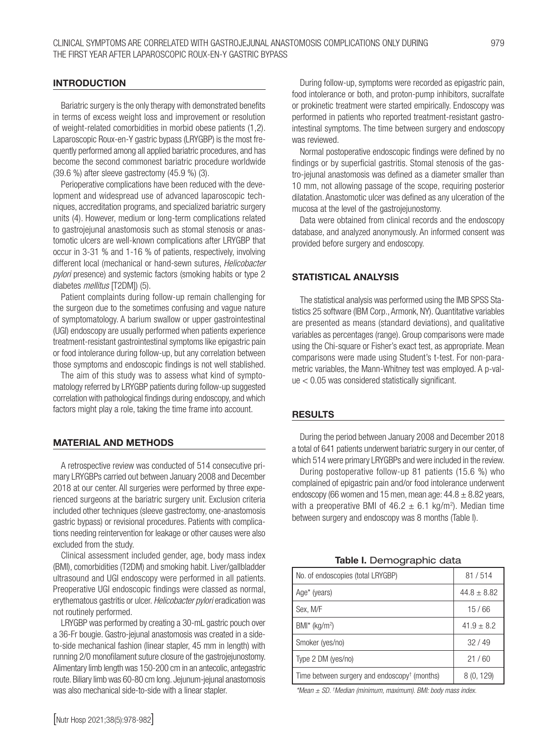## INTRODUCTION

Bariatric surgery is the only therapy with demonstrated benefits in terms of excess weight loss and improvement or resolution of weight-related comorbidities in morbid obese patients (1,2). Laparoscopic Roux-en-Y gastric bypass (LRYGBP) is the most frequently performed among all applied bariatric procedures, and has become the second commonest bariatric procedure worldwide (39.6 %) after sleeve gastrectomy (45.9 %) (3).

Perioperative complications have been reduced with the development and widespread use of advanced laparoscopic techniques, accreditation programs, and specialized bariatric surgery units (4). However, medium or long-term complications related to gastrojejunal anastomosis such as stomal stenosis or anastomotic ulcers are well-known complications after LRYGBP that occur in 3-31 % and 1-16 % of patients, respectively, involving different local (mechanical or hand-sewn sutures, *Helicobacter pylori* presence) and systemic factors (smoking habits or type 2 diabetes *mellitus* [T2DM]) (5).

Patient complaints during follow-up remain challenging for the surgeon due to the sometimes confusing and vague nature of symptomatology. A barium swallow or upper gastrointestinal (UGI) endoscopy are usually performed when patients experience treatment-resistant gastrointestinal symptoms like epigastric pain or food intolerance during follow-up, but any correlation between those symptoms and endoscopic findings is not well stablished.

The aim of this study was to assess what kind of symptomatology referred by LRYGBP patients during follow-up suggested correlation with pathological findings during endoscopy, and which factors might play a role, taking the time frame into account.

## MATERIAL AND METHODS

A retrospective review was conducted of 514 consecutive primary LRYGBPs carried out between January 2008 and December 2018 at our center. All surgeries were performed by three experienced surgeons at the bariatric surgery unit. Exclusion criteria included other techniques (sleeve gastrectomy, one-anastomosis gastric bypass) or revisional procedures. Patients with complications needing reintervention for leakage or other causes were also excluded from the study.

Clinical assessment included gender, age, body mass index (BMI), comorbidities (T2DM) and smoking habit. Liver/gallbladder ultrasound and UGI endoscopy were performed in all patients. Preoperative UGI endoscopic findings were classed as normal, erythematous gastritis or ulcer. *Helicobacter pylori* eradication was not routinely performed.

LRYGBP was performed by creating a 30-mL gastric pouch over a 36-Fr bougie. Gastro-jejunal anastomosis was created in a side-to-side mechanical fashion (linear stapler, 45 mm in length) with running 2/0 monofilament suture closure of the gastrojejunostomy. Alimentary limb length was 150-200 cm in an antecolic, antegastric route. Biliary limb was 60-80 cm long. Jejunum-jejunal anastomosis was also mechanical side-to-side with a linear stapler.

During follow-up, symptoms were recorded as epigastric pain, food intolerance or both, and proton-pump inhibitors, sucralfate or prokinetic treatment were started empirically. Endoscopy was performed in patients who reported treatment-resistant gastrointestinal symptoms. The time between surgery and endoscopy was reviewed.

Normal postoperative endoscopic findings were defined by no findings or by superficial gastritis. Stomal stenosis of the gastro-jejunal anastomosis was defined as a diameter smaller than 10 mm, not allowing passage of the scope, requiring posterior dilatation. Anastomotic ulcer was defined as any ulceration of the mucosa at the level of the gastrojejunostomy.

Data were obtained from clinical records and the endoscopy database, and analyzed anonymously. An informed consent was provided before surgery and endoscopy.

## STATISTICAL ANALYSIS

The statistical analysis was performed using the IMB SPSS Statistics 25 software (IBM Corp., Armonk, NY). Quantitative variables are presented as means (standard deviations), and qualitative variables as percentages (range). Group comparisons were made using the Chi-square or Fisher's exact test, as appropriate. Mean comparisons were made using Student's t-test. For non-parametric variables, the Mann-Whitney test was employed. A p-value $< 0.05$ was considered statistically significant.

## RESULTS

During the period between January 2008 and December 2018 a total of 641 patients underwent bariatric surgery in our center, of which 514 were primary LRYGBPs and were included in the review.

During postoperative follow-up 81 patients (15.6 %) who complained of epigastric pain and/or food intolerance underwent endoscopy (66 women and 15 men, mean age: $44.8 \pm 8.82$ years, with a preoperative BMI of $46.2 \pm 6.1$ kg/m$^2$). Median time between surgery and endoscopy was 8 months (Table I).

**Table I.** Demographic data

| | |
|---|---|
| No. of endoscopies (total LRYGBP) | 81 / 514 |
| Age* (years) | $44.8 \pm 8.82$ |
| Sex, M/F | 15 / 66 |
| BMI* (kg/m$^2$) | $41.9 \pm 8.2$ |
| Smoker (yes/no) | 32 / 49 |
| Type 2 DM (yes/no) | 21 / 60 |
| Time between surgery and endoscopy† (months) | 8 (0, 129) |

*Mean ± SD. †Median (minimum, maximum). BMI: body mass index.*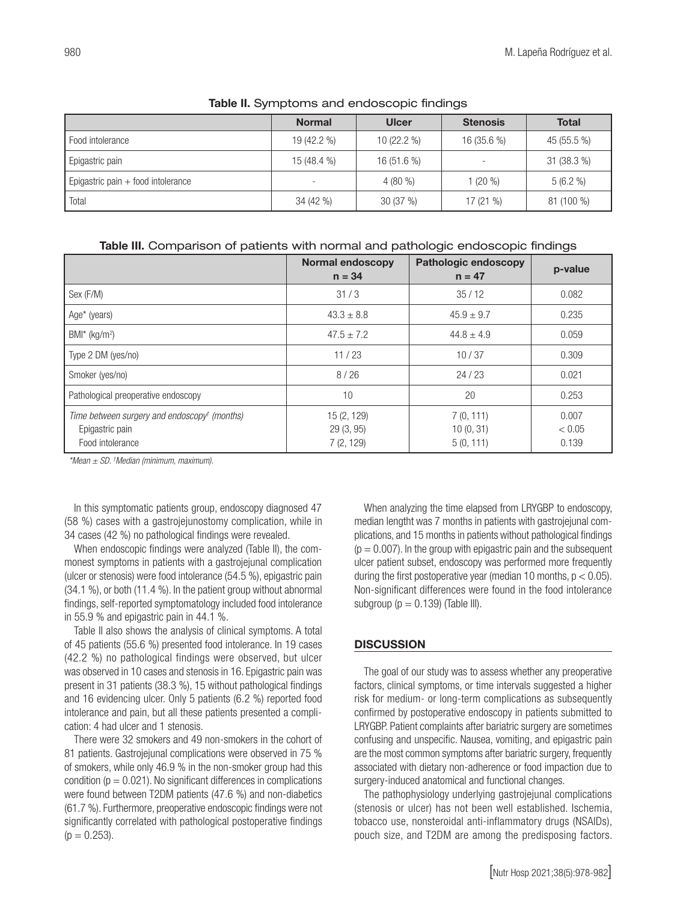**Table II.** Symptoms and endoscopic findings

| | Normal | Ulcer | Stenosis | Total |
|---|---|---|---|---|
| Food intolerance | 19 (42.2 %) | 10 (22.2 %) | 16 (35.6 %) | 45 (55.5 %) |
| Epigastric pain | 15 (48.4 %) | 16 (51.6 %) | - | 31 (38.3 %) |
| Epigastric pain + food intolerance | - | 4 (80 %) | 1 (20 %) | 5 (6.2 %) |
| Total | 34 (42 %) | 30 (37 %) | 17 (21 %) | 81 (100 %) |

**Table III.** Comparison of patients with normal and pathologic endoscopic findings

| | Normal endoscopy n = 34 | Pathologic endoscopy n = 47 | p-value |
|---|---|---|---|
| Sex (F/M) | 31 / 3 | 35 / 12 | 0.082 |
| Age* (years) | 43.3 ± 8.8 | 45.9 ± 9.7 | 0.235 |
| BMI* (kg/m$^2$) | 47.5 ± 7.2 | 44.8 ± 4.9 | 0.059 |
| Type 2 DM (yes/no) | 11 / 23 | 10 / 37 | 0.309 |
| Smoker (yes/no) | 8 / 26 | 24 / 23 | 0.021 |
| Pathological preoperative endoscopy | 10 | 20 | 0.253 |
| *Time between surgery and endoscopy*[†] *(months)* | 15 (2, 129) | 7 (0, 111) | 0.007 |
| Epigastric pain | 29 (3, 95) | 10 (0, 31) | < 0.05 |
| Food intolerance | 7 (2, 129) | 5 (0, 111) | 0.139 |

*\*Mean ± SD. †Median (minimum, maximum).*

In this symptomatic patients group, endoscopy diagnosed 47 (58 %) cases with a gastrojejunostomy complication, while in 34 cases (42 %) no pathological findings were revealed.

When endoscopic findings were analyzed (Table II), the commonest symptoms in patients with a gastrojejunal complication (ulcer or stenosis) were food intolerance (54.5 %), epigastric pain (34.1 %), or both (11.4 %). In the patient group without abnormal findings, self-reported symptomatology included food intolerance in 55.9 % and epigastric pain in 44.1 %.

Table II also shows the analysis of clinical symptoms. A total of 45 patients (55.6 %) presented food intolerance. In 19 cases (42.2 %) no pathological findings were observed, but ulcer was observed in 10 cases and stenosis in 16. Epigastric pain was present in 31 patients (38.3 %), 15 without pathological findings and 16 evidencing ulcer. Only 5 patients (6.2 %) reported food intolerance and pain, but all these patients presented a complication: 4 had ulcer and 1 stenosis.

There were 32 smokers and 49 non-smokers in the cohort of 81 patients. Gastrojejunal complications were observed in 75 % of smokers, while only 46.9 % in the non-smoker group had this condition ($p = 0.021$). No significant differences in complications were found between T2DM patients (47.6 %) and non-diabetics (61.7 %). Furthermore, preoperative endoscopic findings were not significantly correlated with pathological postoperative findings ($p = 0.253$).

When analyzing the time elapsed from LRYGBP to endoscopy, median lengtht was 7 months in patients with gastrojejunal complications, and 15 months in patients without pathological findings ($p = 0.007$). In the group with epigastric pain and the subsequent ulcer patient subset, endoscopy was performed more frequently during the first postoperative year (median 10 months, $p < 0.05$). Non-significant differences were found in the food intolerance subgroup ($p = 0.139$) (Table III).

## DISCUSSION

The goal of our study was to assess whether any preoperative factors, clinical symptoms, or time intervals suggested a higher risk for medium- or long-term complications as subsequently confirmed by postoperative endoscopy in patients submitted to LRYGBP. Patient complaints after bariatric surgery are sometimes confusing and unspecific. Nausea, vomiting, and epigastric pain are the most common symptoms after bariatric surgery, frequently associated with dietary non-adherence or food impaction due to surgery-induced anatomical and functional changes.

The pathophysiology underlying gastrojejunal complications (stenosis or ulcer) has not been well established. Ischemia, tobacco use, nonsteroidal anti-inflammatory drugs (NSAIDs), pouch size, and T2DM are among the predisposing factors.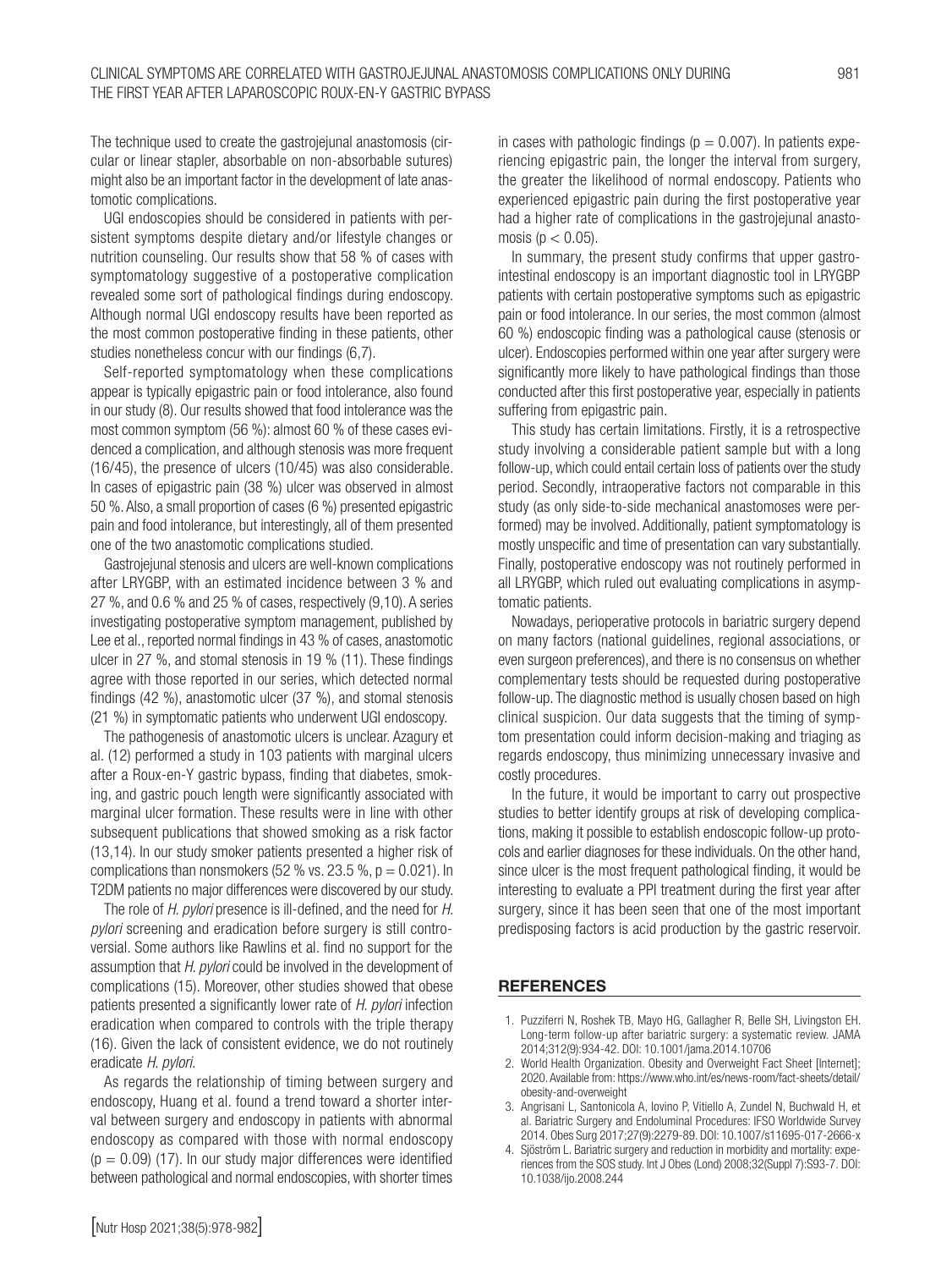The technique used to create the gastrojejunal anastomosis (circular or linear stapler, absorbable on non-absorbable sutures) might also be an important factor in the development of late anastomotic complications.

UGI endoscopies should be considered in patients with persistent symptoms despite dietary and/or lifestyle changes or nutrition counseling. Our results show that 58 % of cases with symptomatology suggestive of a postoperative complication revealed some sort of pathological findings during endoscopy. Although normal UGI endoscopy results have been reported as the most common postoperative finding in these patients, other studies nonetheless concur with our findings (6,7).

Self-reported symptomatology when these complications appear is typically epigastric pain or food intolerance, also found in our study (8). Our results showed that food intolerance was the most common symptom (56 %): almost 60 % of these cases evidenced a complication, and although stenosis was more frequent (16/45), the presence of ulcers (10/45) was also considerable. In cases of epigastric pain (38 %) ulcer was observed in almost 50 %. Also, a small proportion of cases (6 %) presented epigastric pain and food intolerance, but interestingly, all of them presented one of the two anastomotic complications studied.

Gastrojejunal stenosis and ulcers are well-known complications after LRYGBP, with an estimated incidence between 3 % and 27 %, and 0.6 % and 25 % of cases, respectively (9,10). A series investigating postoperative symptom management, published by Lee et al., reported normal findings in 43 % of cases, anastomotic ulcer in 27 %, and stomal stenosis in 19 % (11). These findings agree with those reported in our series, which detected normal findings (42 %), anastomotic ulcer (37 %), and stomal stenosis (21 %) in symptomatic patients who underwent UGI endoscopy.

The pathogenesis of anastomotic ulcers is unclear. Azagury et al. (12) performed a study in 103 patients with marginal ulcers after a Roux-en-Y gastric bypass, finding that diabetes, smoking, and gastric pouch length were significantly associated with marginal ulcer formation. These results were in line with other subsequent publications that showed smoking as a risk factor (13,14). In our study smoker patients presented a higher risk of complications than nonsmokers (52 % vs. 23.5 %, $p = 0.021$). In T2DM patients no major differences were discovered by our study.

The role of *H. pylori* presence is ill-defined, and the need for *H. pylori* screening and eradication before surgery is still controversial. Some authors like Rawlins et al. find no support for the assumption that *H. pylori* could be involved in the development of complications (15). Moreover, other studies showed that obese patients presented a significantly lower rate of *H. pylori* infection eradication when compared to controls with the triple therapy (16). Given the lack of consistent evidence, we do not routinely eradicate *H. pylori*.

As regards the relationship of timing between surgery and endoscopy, Huang et al. found a trend toward a shorter interval between surgery and endoscopy in patients with abnormal endoscopy as compared with those with normal endoscopy ($p = 0.09$) (17). In our study major differences were identified between pathological and normal endoscopies, with shorter times in cases with pathologic findings ($p = 0.007$). In patients experiencing epigastric pain, the longer the interval from surgery, the greater the likelihood of normal endoscopy. Patients who experienced epigastric pain during the first postoperative year had a higher rate of complications in the gastrojejunal anastomosis ($p < 0.05$).

In summary, the present study confirms that upper gastrointestinal endoscopy is an important diagnostic tool in LRYGBP patients with certain postoperative symptoms such as epigastric pain or food intolerance. In our series, the most common (almost 60 %) endoscopic finding was a pathological cause (stenosis or ulcer). Endoscopies performed within one year after surgery were significantly more likely to have pathological findings than those conducted after this first postoperative year, especially in patients suffering from epigastric pain.

This study has certain limitations. Firstly, it is a retrospective study involving a considerable patient sample but with a long follow-up, which could entail certain loss of patients over the study period. Secondly, intraoperative factors not comparable in this study (as only side-to-side mechanical anastomoses were performed) may be involved. Additionally, patient symptomatology is mostly unspecific and time of presentation can vary substantially. Finally, postoperative endoscopy was not routinely performed in all LRYGBP, which ruled out evaluating complications in asymptomatic patients.

Nowadays, perioperative protocols in bariatric surgery depend on many factors (national guidelines, regional associations, or even surgeon preferences), and there is no consensus on whether complementary tests should be requested during postoperative follow-up. The diagnostic method is usually chosen based on high clinical suspicion. Our data suggests that the timing of symptom presentation could inform decision-making and triaging as regards endoscopy, thus minimizing unnecessary invasive and costly procedures.

In the future, it would be important to carry out prospective studies to better identify groups at risk of developing complications, making it possible to establish endoscopic follow-up protocols and earlier diagnoses for these individuals. On the other hand, since ulcer is the most frequent pathological finding, it would be interesting to evaluate a PPI treatment during the first year after surgery, since it has been seen that one of the most important predisposing factors is acid production by the gastric reservoir.

## REFERENCES

1. Puzziferri N, Roshek TB, Mayo HG, Gallagher R, Belle SH, Livingston EH. Long-term follow-up after bariatric surgery: a systematic review. JAMA 2014;312(9):934-42. DOI: 10.1001/jama.2014.10706
2. World Health Organization. Obesity and Overweight Fact Sheet [Internet]; 2020. Available from: https://www.who.int/es/news-room/fact-sheets/detail/obesity-and-overweight
3. Angrisani L, Santonicola A, Iovino P, Vitiello A, Zundel N, Buchwald H, et al. Bariatric Surgery and Endoluminal Procedures: IFSO Worldwide Survey 2014. Obes Surg 2017;27(9):2279-89. DOI: 10.1007/s11695-017-2666-x
4. Sjöström L. Bariatric surgery and reduction in morbidity and mortality: experiences from the SOS study. Int J Obes (Lond) 2008;32(Suppl 7):S93-7. DOI: 10.1038/ijo.2008.244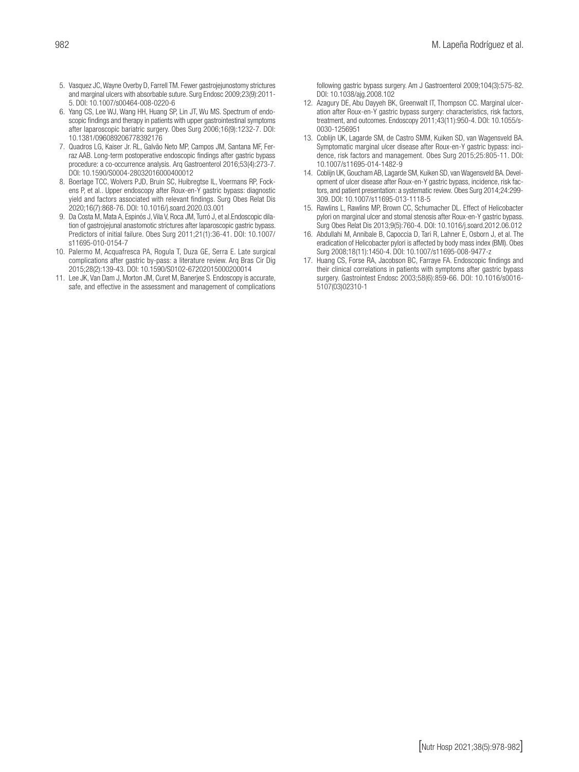5. Vasquez JC, Wayne Overby D, Farrell TM. Fewer gastrojejunostomy strictures and marginal ulcers with absorbable suture. Surg Endosc 2009;23(9):2011-5. DOI: 10.1007/s00464-008-0220-6
6. Yang CS, Lee WJ, Wang HH, Huang SP, Lin JT, Wu MS. Spectrum of endoscopic findings and therapy in patients with upper gastrointestinal symptoms after laparoscopic bariatric surgery. Obes Surg 2006;16(9):1232-7. DOI: 10.1381/096089206778392176
7. Quadros LG, Kaiser Jr. RL, Galvão Neto MP, Campos JM, Santana MF, Ferraz AAB. Long-term postoperative endoscopic findings after gastric bypass procedure: a co-occurrence analysis. Arq Gastroenterol 2016;53(4):273-7. DOI: 10.1590/S0004-28032016000400012
8. Boerlage TCC, Wolvers PJD, Bruin SC, Huibregtse IL, Voermans RP, Fockens P, et al.. Upper endoscopy after Roux-en-Y gastric bypass: diagnostic yield and factors associated with relevant findings. Surg Obes Relat Dis 2020;16(7):868-76. DOI: 10.1016/j.soard.2020.03.001
9. Da Costa M, Mata A, Espinós J, Vila V, Roca JM, Turró J, et al.Endoscopic dilation of gastrojejunal anastomotic strictures after laparoscopic gastric bypass. Predictors of initial failure. Obes Surg 2011;21(1):36-41. DOI: 10.1007/s11695-010-0154-7
10. Palermo M, Acquafresca PA, Rogula T, Duza GE, Serra E. Late surgical complications after gastric by-pass: a literature review. Arq Bras Cir Dig 2015;28(2):139-43. DOI: 10.1590/S0102-67202015000200014
11. Lee JK, Van Dam J, Morton JM, Curet M, Banerjee S. Endoscopy is accurate, safe, and effective in the assessment and management of complications following gastric bypass surgery. Am J Gastroenterol 2009;104(3):575-82. DOI: 10.1038/ajg.2008.102
12. Azagury DE, Abu Dayyeh BK, Greenwalt IT, Thompson CC. Marginal ulceration after Roux-en-Y gastric bypass surgery: characteristics, risk factors, treatment, and outcomes. Endoscopy 2011;43(11):950-4. DOI: 10.1055/s-0030-1256951
13. Coblijn UK, Lagarde SM, de Castro SMM, Kuiken SD, van Wagensveld BA. Symptomatic marginal ulcer disease after Roux-en-Y gastric bypass: incidence, risk factors and management. Obes Surg 2015;25:805-11. DOI: 10.1007/s11695-014-1482-9
14. Coblijn UK, Goucham AB, Lagarde SM, Kuiken SD, van Wagensveld BA. Development of ulcer disease after Roux-en-Y gastric bypass, incidence, risk factors, and patient presentation: a systematic review. Obes Surg 2014;24:299-309. DOI: 10.1007/s11695-013-1118-5
15. Rawlins L, Rawlins MP, Brown CC, Schumacher DL. Effect of Helicobacter pylori on marginal ulcer and stomal stenosis after Roux-en-Y gastric bypass. Surg Obes Relat Dis 2013;9(5):760-4. DOI: 10.1016/j.soard.2012.06.012
16. Abdullahi M, Annibale B, Capoccia D, Tari R, Lahner E, Osborn J, et al. The eradication of Helicobacter pylori is affected by body mass index (BMI). Obes Surg 2008;18(11):1450-4. DOI: 10.1007/s11695-008-9477-z
17. Huang CS, Forse RA, Jacobson BC, Farraye FA. Endoscopic findings and their clinical correlations in patients with symptoms after gastric bypass surgery. Gastrointest Endosc 2003;58(6):859-66. DOI: 10.1016/s0016-5107(03)02310-1